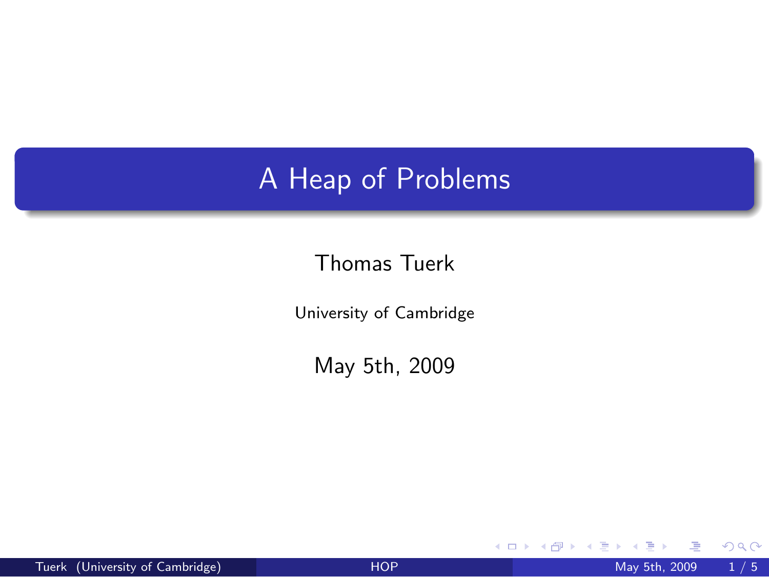# A Heap of Problems

Thomas Tuerk

University of Cambridge

May 5th, 2009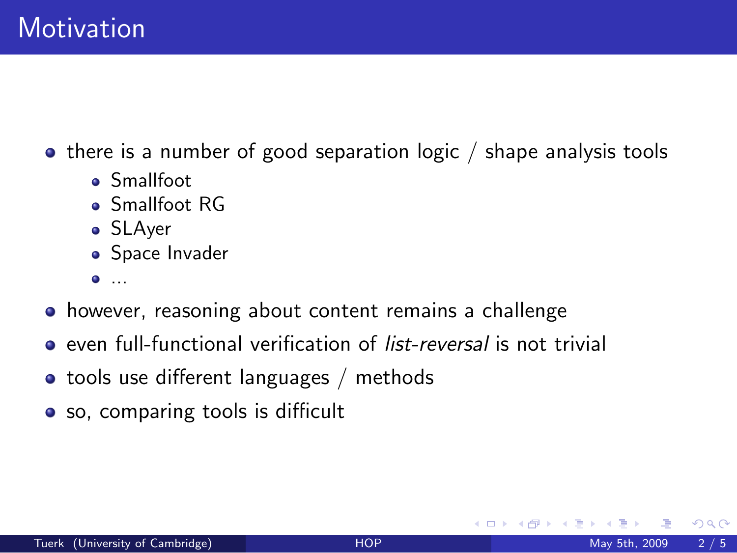# Motivation

- there is a number of good separation logic / shape analysis tools
  - Smallfoot
  - Smallfoot RG
  - SLAyer
  - Space Invader
  - ...
- however, reasoning about content remains a challenge
- even full-functional verification of *list-reversal* is not trivial
- tools use different languages / methods
- so, comparing tools is difficult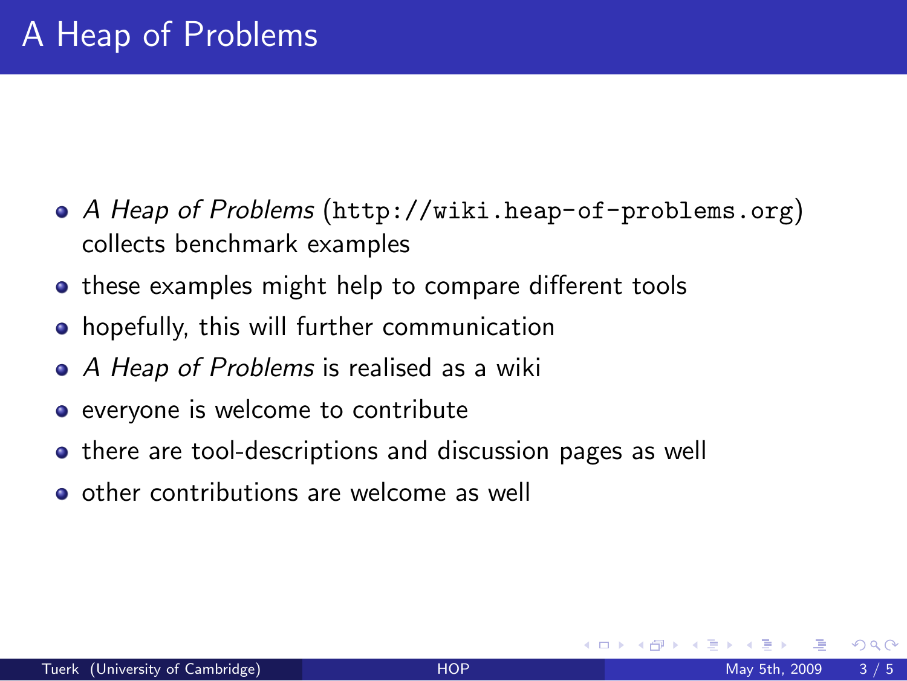# A Heap of Problems

- *A Heap of Problems* (`http://wiki.heap-of-problems.org`) collects benchmark examples
- these examples might help to compare different tools
- hopefully, this will further communication
- *A Heap of Problems* is realised as a wiki
- everyone is welcome to contribute
- there are tool-descriptions and discussion pages as well
- other contributions are welcome as well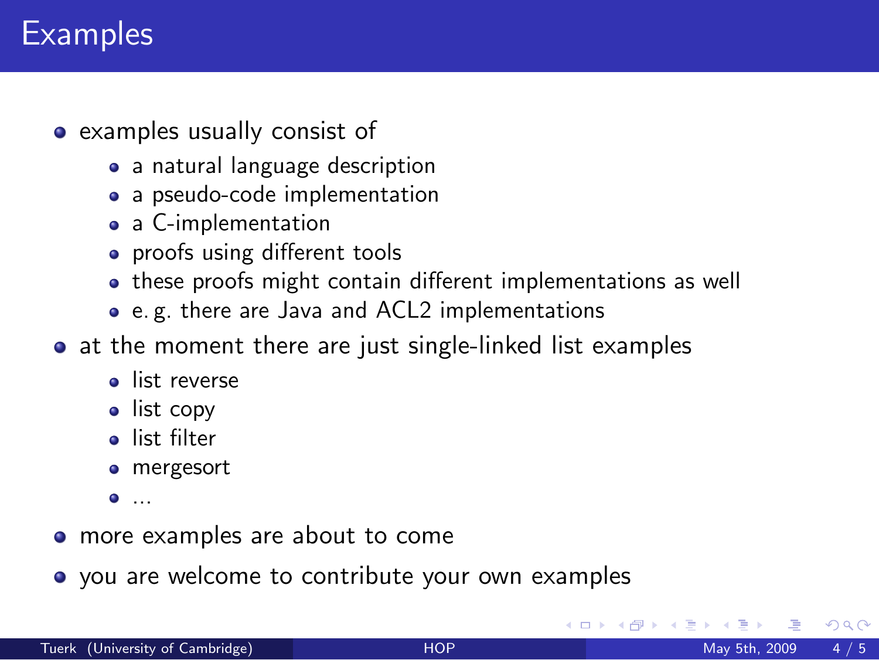# Examples

- examples usually consist of
  - a natural language description
  - a pseudo-code implementation
  - a C-implementation
  - proofs using different tools
  - these proofs might contain different implementations as well
  - e. g. there are Java and ACL2 implementations
- at the moment there are just single-linked list examples
  - list reverse
  - list copy
  - list filter
  - mergesort
  - ...
- more examples are about to come
- you are welcome to contribute your own examples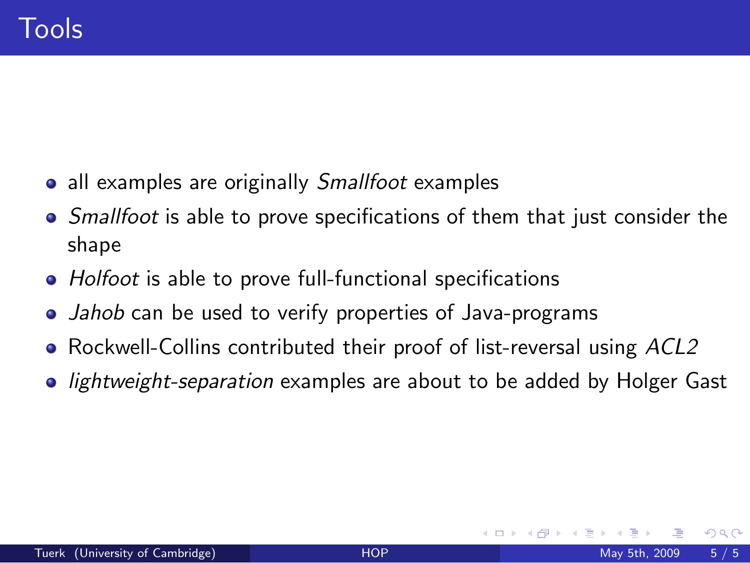# Tools

- all examples are originally *Smallfoot* examples
- *Smallfoot* is able to prove specifications of them that just consider the shape
- *Holfoot* is able to prove full-functional specifications
- *Jahob* can be used to verify properties of Java-programs
- Rockwell-Collins contributed their proof of list-reversal using *ACL2*
- *lightweight-separation* examples are about to be added by Holger Gast